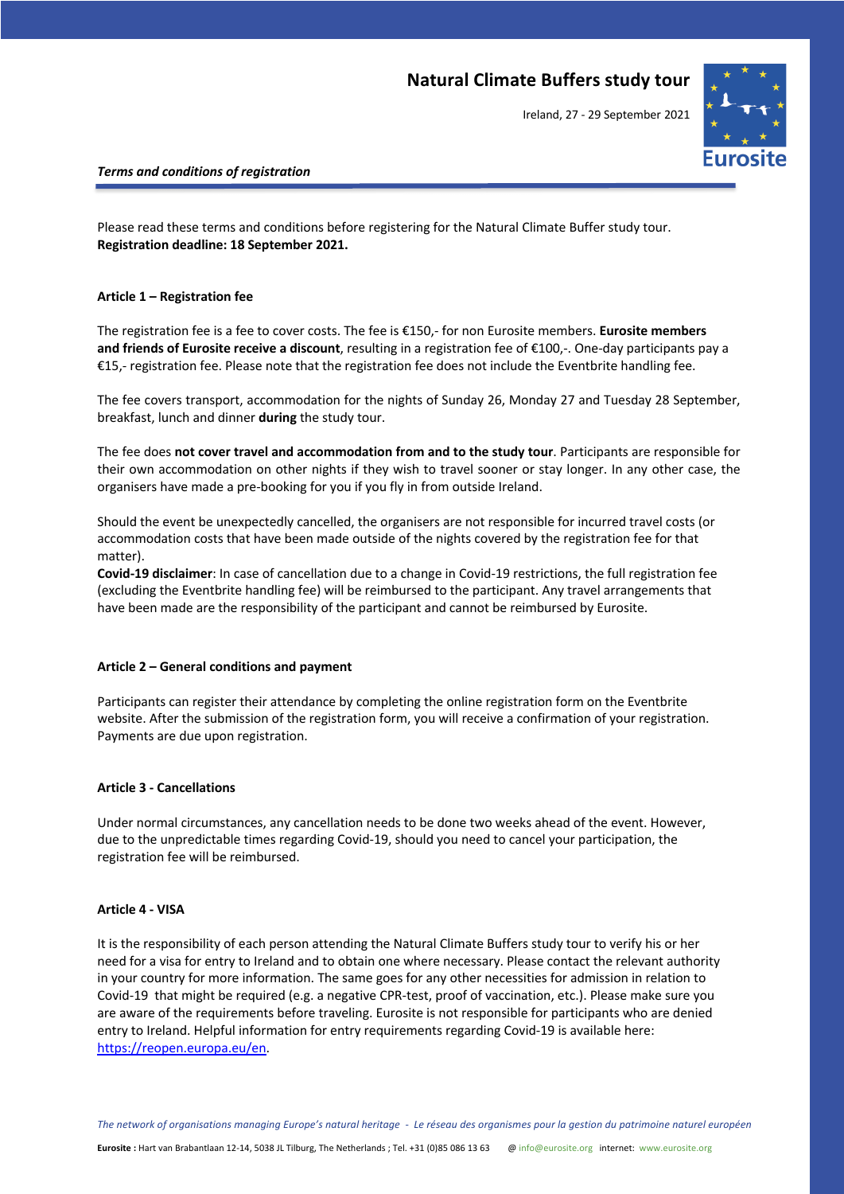# Natural Climate Buffers study tour

Ireland, 27 - 29 September 2021

***Terms and conditions of registration***

Please read these terms and conditions before registering for the Natural Climate Buffer study tour.
**Registration deadline: 18 September 2021.**

## Article 1 – Registration fee

The registration fee is a fee to cover costs. The fee is €150,- for non Eurosite members. **Eurosite members and friends of Eurosite receive a discount**, resulting in a registration fee of €100,-. One-day participants pay a €15,- registration fee. Please note that the registration fee does not include the Eventbrite handling fee.

The fee covers transport, accommodation for the nights of Sunday 26, Monday 27 and Tuesday 28 September, breakfast, lunch and dinner **during** the study tour.

The fee does **not cover travel and accommodation from and to the study tour**. Participants are responsible for their own accommodation on other nights if they wish to travel sooner or stay longer. In any other case, the organisers have made a pre-booking for you if you fly in from outside Ireland.

Should the event be unexpectedly cancelled, the organisers are not responsible for incurred travel costs (or accommodation costs that have been made outside of the nights covered by the registration fee for that matter).
**Covid-19 disclaimer**: In case of cancellation due to a change in Covid-19 restrictions, the full registration fee (excluding the Eventbrite handling fee) will be reimbursed to the participant. Any travel arrangements that have been made are the responsibility of the participant and cannot be reimbursed by Eurosite.

## Article 2 – General conditions and payment

Participants can register their attendance by completing the online registration form on the Eventbrite website. After the submission of the registration form, you will receive a confirmation of your registration. Payments are due upon registration.

## Article 3 - Cancellations

Under normal circumstances, any cancellation needs to be done two weeks ahead of the event. However, due to the unpredictable times regarding Covid-19, should you need to cancel your participation, the registration fee will be reimbursed.

## Article 4 - VISA

It is the responsibility of each person attending the Natural Climate Buffers study tour to verify his or her need for a visa for entry to Ireland and to obtain one where necessary. Please contact the relevant authority in your country for more information. The same goes for any other necessities for admission in relation to Covid-19 that might be required (e.g. a negative CPR-test, proof of vaccination, etc.). Please make sure you are aware of the requirements before traveling. Eurosite is not responsible for participants who are denied entry to Ireland. Helpful information for entry requirements regarding Covid-19 is available here: https://reopen.europa.eu/en.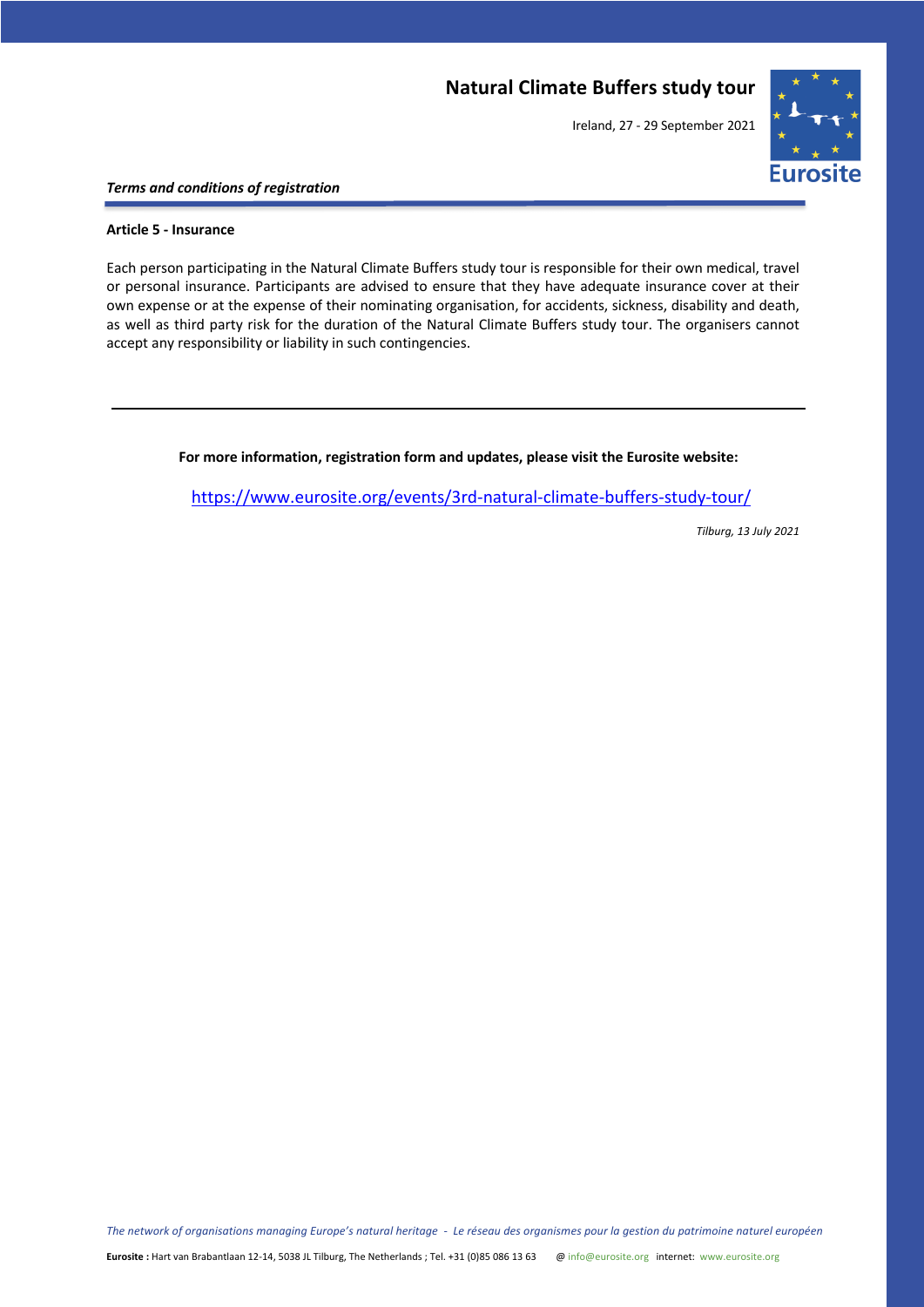*Terms and conditions of registration*

**Article 5 - Insurance**

Each person participating in the Natural Climate Buffers study tour is responsible for their own medical, travel or personal insurance. Participants are advised to ensure that they have adequate insurance cover at their own expense or at the expense of their nominating organisation, for accidents, sickness, disability and death, as well as third party risk for the duration of the Natural Climate Buffers study tour. The organisers cannot accept any responsibility or liability in such contingencies.

---

**For more information, registration form and updates, please visit the Eurosite website:**

https://www.eurosite.org/events/3rd-natural-climate-buffers-study-tour/

*Tilburg, 13 July 2021*